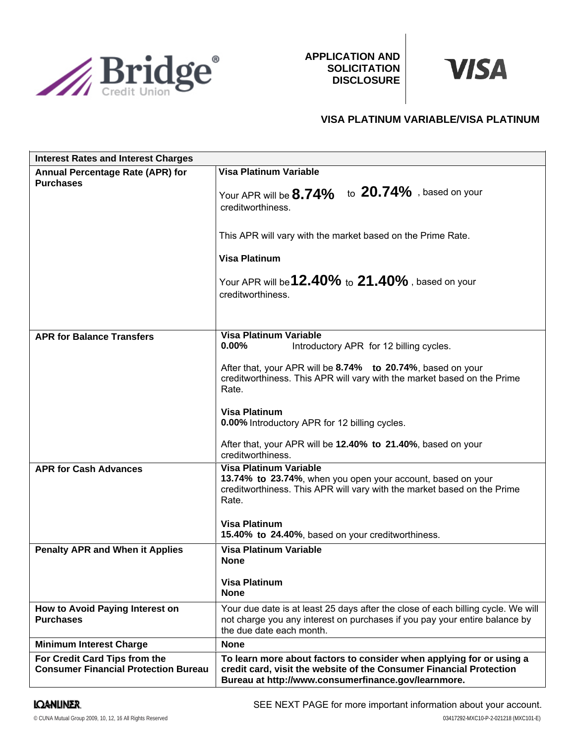Bridge Credit Union®

**APPLICATION AND SOLICITATION DISCLOSURE**

VISA

## VISA PLATINUM VARIABLE/VISA PLATINUM

| **Interest Rates and Interest Charges** | |
|---|---|
| **Annual Percentage Rate (APR) for Purchases** | **Visa Platinum Variable**<br><br>Your APR will be **8.74%** to **20.74%**, based on your creditworthiness.<br><br>This APR will vary with the market based on the Prime Rate.<br><br>**Visa Platinum**<br><br>Your APR will be **12.40%** to **21.40%**, based on your creditworthiness. |
| **APR for Balance Transfers** | **Visa Platinum Variable**<br>**0.00%** Introductory APR for 12 billing cycles.<br><br>After that, your APR will be **8.74% to 20.74%**, based on your creditworthiness. This APR will vary with the market based on the Prime Rate.<br><br>**Visa Platinum**<br>**0.00%** Introductory APR for 12 billing cycles.<br><br>After that, your APR will be **12.40% to 21.40%**, based on your creditworthiness. |
| **APR for Cash Advances** | **Visa Platinum Variable**<br>**13.74% to 23.74%**, when you open your account, based on your creditworthiness. This APR will vary with the market based on the Prime Rate.<br><br>**Visa Platinum**<br>**15.40% to 24.40%**, based on your creditworthiness. |
| **Penalty APR and When it Applies** | **Visa Platinum Variable**<br>**None**<br><br>**Visa Platinum**<br>**None** |
| **How to Avoid Paying Interest on Purchases** | Your due date is at least 25 days after the close of each billing cycle. We will not charge you any interest on purchases if you pay your entire balance by the due date each month. |
| **Minimum Interest Charge** | **None** |
| **For Credit Card Tips from the Consumer Financial Protection Bureau** | **To learn more about factors to consider when applying for or using a credit card, visit the website of the Consumer Financial Protection Bureau at http://www.consumerfinance.gov/learnmore.** |

SEE NEXT PAGE for more important information about your account.

LOANLINER

© CUNA Mutual Group 2009, 10, 12, 16 All Rights Reserved

03417292-MXC10-P-2-021218 (MXC101-E)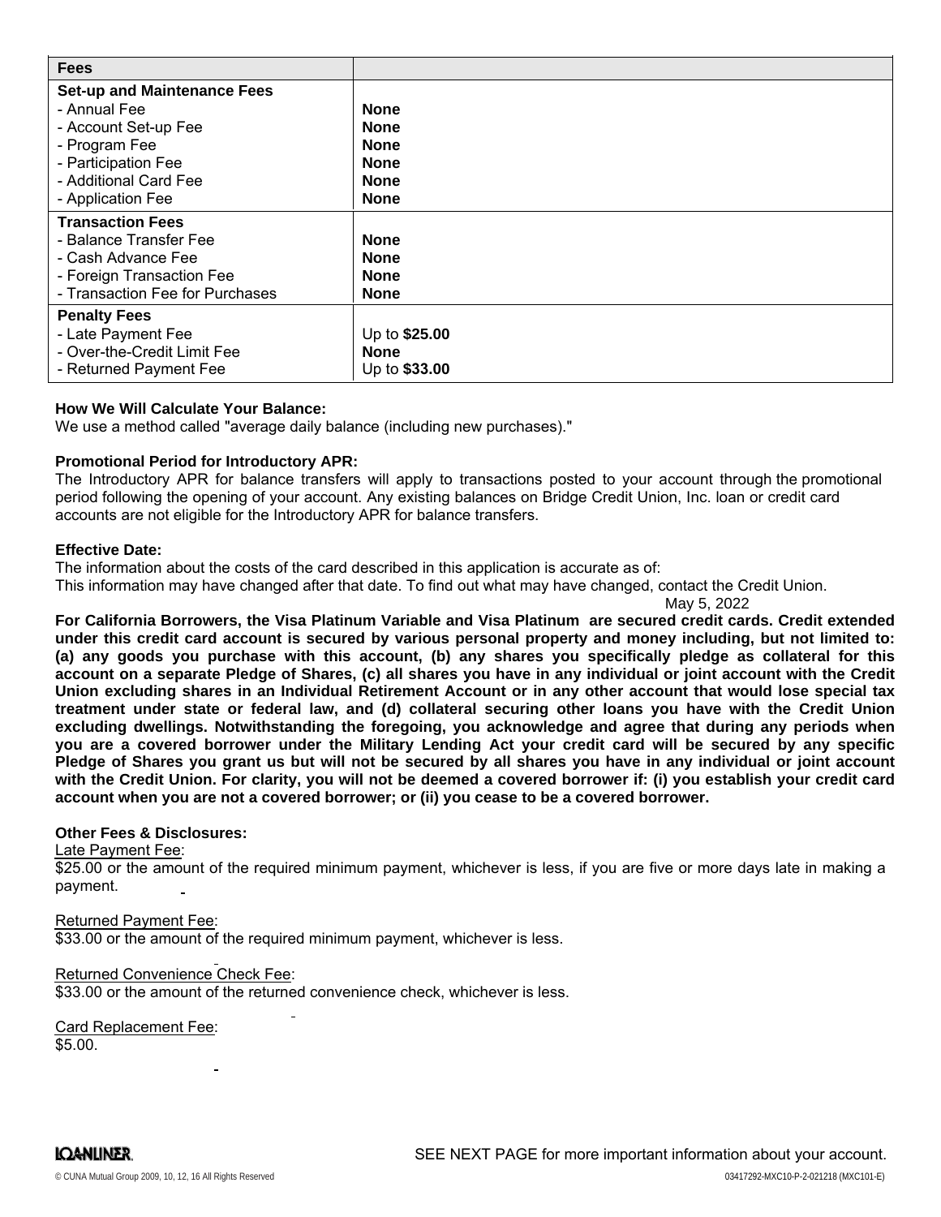| Fees | |
|---|---|
| **Set-up and Maintenance Fees** | |
| - Annual Fee | **None** |
| - Account Set-up Fee | **None** |
| - Program Fee | **None** |
| - Participation Fee | **None** |
| - Additional Card Fee | **None** |
| - Application Fee | **None** |
| **Transaction Fees** | |
| - Balance Transfer Fee | **None** |
| - Cash Advance Fee | **None** |
| - Foreign Transaction Fee | **None** |
| - Transaction Fee for Purchases | **None** |
| **Penalty Fees** | |
| - Late Payment Fee | Up to **$25.00** |
| - Over-the-Credit Limit Fee | **None** |
| - Returned Payment Fee | Up to **$33.00** |

**How We Will Calculate Your Balance:**
We use a method called "average daily balance (including new purchases)."

**Promotional Period for Introductory APR:**
The Introductory APR for balance transfers will apply to transactions posted to your account through the promotional period following the opening of your account. Any existing balances on Bridge Credit Union, Inc. loan or credit card accounts are not eligible for the Introductory APR for balance transfers.

**Effective Date:**
The information about the costs of the card described in this application is accurate as of:
This information may have changed after that date. To find out what may have changed, contact the Credit Union.
May 5, 2022

**For California Borrowers, the Visa Platinum Variable and Visa Platinum are secured credit cards. Credit extended under this credit card account is secured by various personal property and money including, but not limited to: (a) any goods you purchase with this account, (b) any shares you specifically pledge as collateral for this account on a separate Pledge of Shares, (c) all shares you have in any individual or joint account with the Credit Union excluding shares in an Individual Retirement Account or in any other account that would lose special tax treatment under state or federal law, and (d) collateral securing other loans you have with the Credit Union excluding dwellings. Notwithstanding the foregoing, you acknowledge and agree that during any periods when you are a covered borrower under the Military Lending Act your credit card will be secured by any specific Pledge of Shares you grant us but will not be secured by all shares you have in any individual or joint account with the Credit Union. For clarity, you will not be deemed a covered borrower if: (i) you establish your credit card account when you are not a covered borrower; or (ii) you cease to be a covered borrower.**

**Other Fees & Disclosures:**

Late Payment Fee:
$25.00 or the amount of the required minimum payment, whichever is less, if you are five or more days late in making a payment.

Returned Payment Fee:
$33.00 or the amount of the required minimum payment, whichever is less.

Returned Convenience Check Fee:
$33.00 or the amount of the returned convenience check, whichever is less.

Card Replacement Fee:
$5.00.

SEE NEXT PAGE for more important information about your account.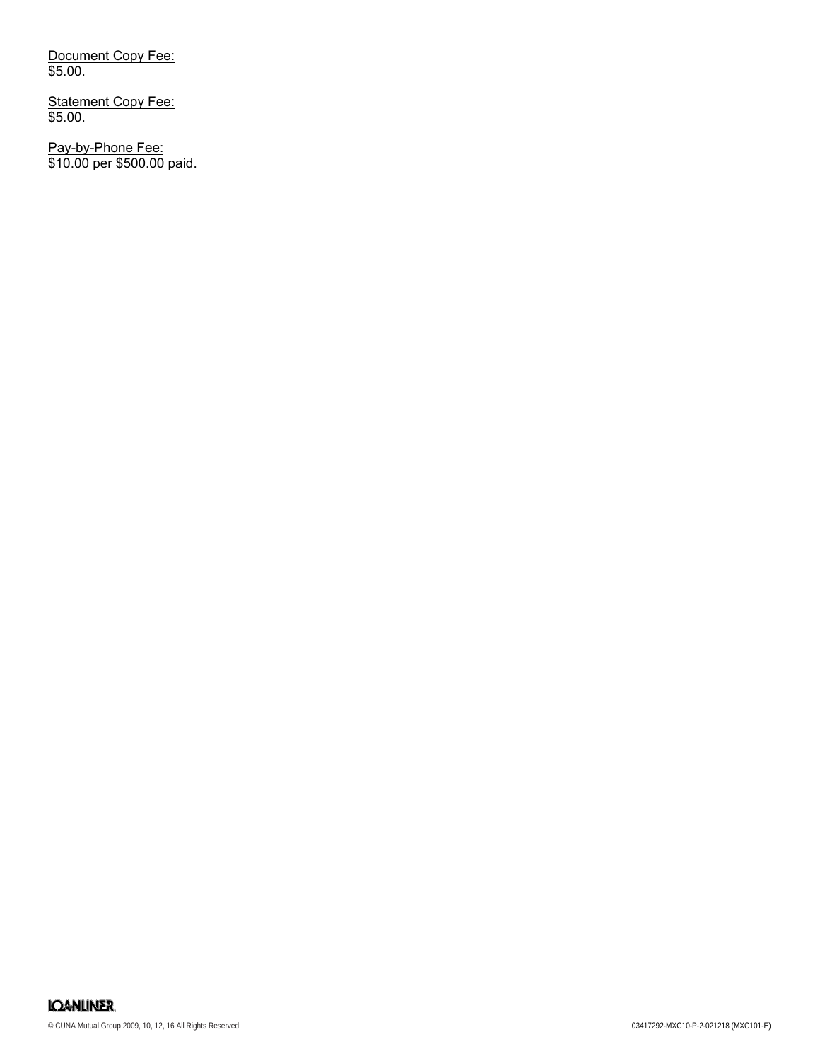<u>Document Copy Fee:</u>
$5.00.

<u>Statement Copy Fee:</u>
$5.00.

<u>Pay-by-Phone Fee:</u>
$10.00 per $500.00 paid.